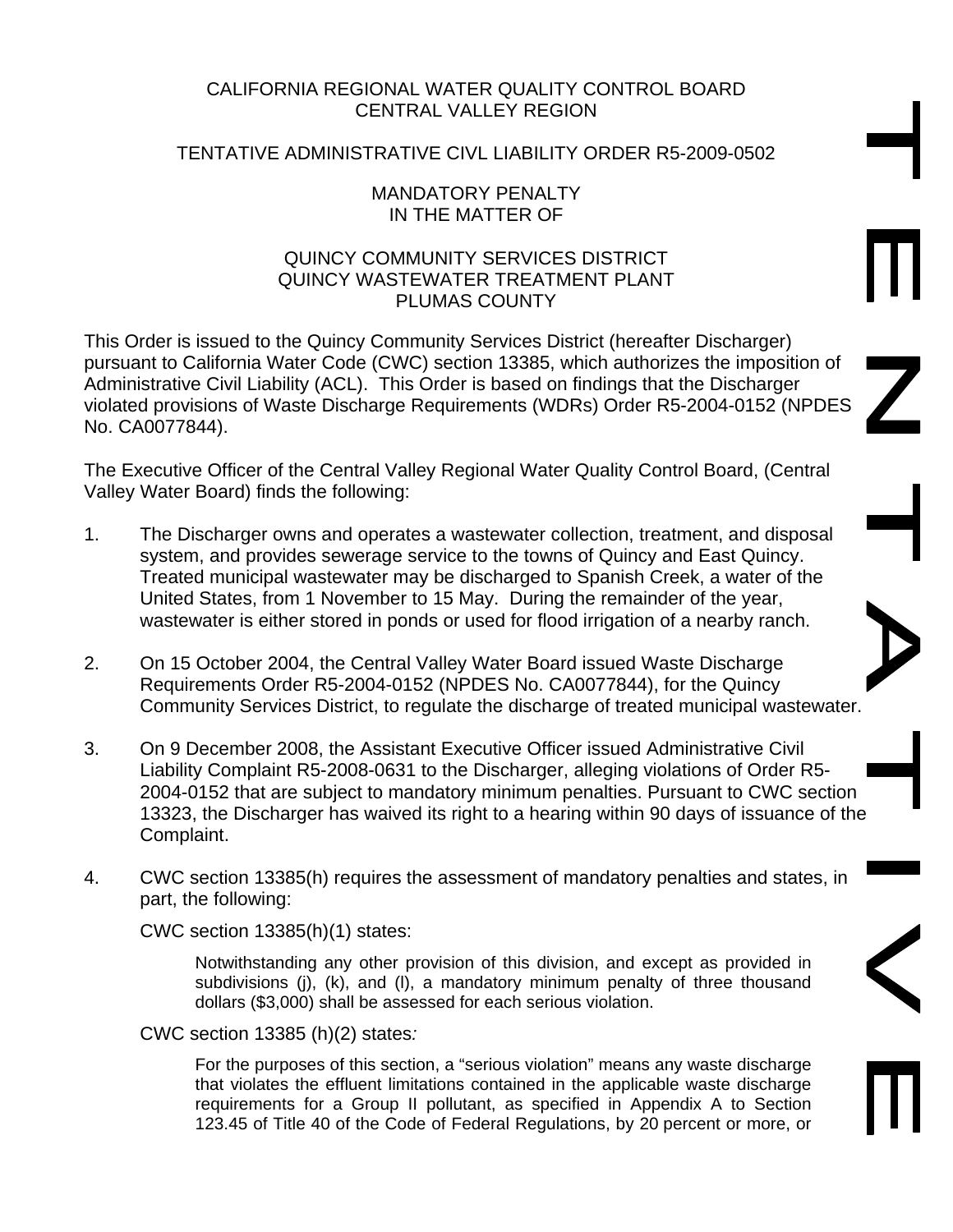CALIFORNIA REGIONAL WATER QUALITY CONTROL BOARD
CENTRAL VALLEY REGION

TENTATIVE ADMINISTRATIVE CIVL LIABILITY ORDER R5-2009-0502

MANDATORY PENALTY
IN THE MATTER OF

QUINCY COMMUNITY SERVICES DISTRICT
QUINCY WASTEWATER TREATMENT PLANT
PLUMAS COUNTY

This Order is issued to the Quincy Community Services District (hereafter Discharger) pursuant to California Water Code (CWC) section 13385, which authorizes the imposition of Administrative Civil Liability (ACL). This Order is based on findings that the Discharger violated provisions of Waste Discharge Requirements (WDRs) Order R5-2004-0152 (NPDES No. CA0077844).

The Executive Officer of the Central Valley Regional Water Quality Control Board, (Central Valley Water Board) finds the following:

1. The Discharger owns and operates a wastewater collection, treatment, and disposal system, and provides sewerage service to the towns of Quincy and East Quincy. Treated municipal wastewater may be discharged to Spanish Creek, a water of the United States, from 1 November to 15 May. During the remainder of the year, wastewater is either stored in ponds or used for flood irrigation of a nearby ranch.

2. On 15 October 2004, the Central Valley Water Board issued Waste Discharge Requirements Order R5-2004-0152 (NPDES No. CA0077844), for the Quincy Community Services District, to regulate the discharge of treated municipal wastewater.

3. On 9 December 2008, the Assistant Executive Officer issued Administrative Civil Liability Complaint R5-2008-0631 to the Discharger, alleging violations of Order R5-2004-0152 that are subject to mandatory minimum penalties. Pursuant to CWC section 13323, the Discharger has waived its right to a hearing within 90 days of issuance of the Complaint.

4. CWC section 13385(h) requires the assessment of mandatory penalties and states, in part, the following:

   CWC section 13385(h)(1) states:

   > Notwithstanding any other provision of this division, and except as provided in subdivisions (j), (k), and (l), a mandatory minimum penalty of three thousand dollars ($3,000) shall be assessed for each serious violation.

   CWC section 13385 (h)(2) states*:*

   > For the purposes of this section, a "serious violation" means any waste discharge that violates the effluent limitations contained in the applicable waste discharge requirements for a Group II pollutant, as specified in Appendix A to Section 123.45 of Title 40 of the Code of Federal Regulations, by 20 percent or more, or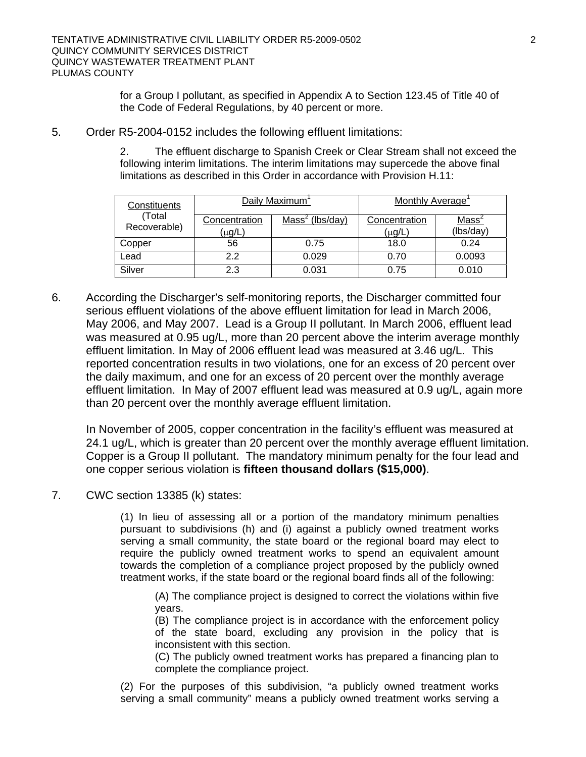for a Group I pollutant, as specified in Appendix A to Section 123.45 of Title 40 of the Code of Federal Regulations, by 40 percent or more.

5. Order R5-2004-0152 includes the following effluent limitations:

   2. The effluent discharge to Spanish Creek or Clear Stream shall not exceed the following interim limitations. The interim limitations may supercede the above final limitations as described in this Order in accordance with Provision H.11:

| Constituents (Total Recoverable) | Daily Maximum[1] | | Monthly Average[1] | |
|---|---|---|---|---|
| | Concentration (μg/L) | Mass[2] (lbs/day) | Concentration (μg/L) | Mass[2] (lbs/day) |
| Copper | 56 | 0.75 | 18.0 | 0.24 |
| Lead | 2.2 | 0.029 | 0.70 | 0.0093 |
| Silver | 2.3 | 0.031 | 0.75 | 0.010 |

6. According the Discharger's self-monitoring reports, the Discharger committed four serious effluent violations of the above effluent limitation for lead in March 2006, May 2006, and May 2007. Lead is a Group II pollutant. In March 2006, effluent lead was measured at 0.95 ug/L, more than 20 percent above the interim average monthly effluent limitation. In May of 2006 effluent lead was measured at 3.46 ug/L. This reported concentration results in two violations, one for an excess of 20 percent over the daily maximum, and one for an excess of 20 percent over the monthly average effluent limitation. In May of 2007 effluent lead was measured at 0.9 ug/L, again more than 20 percent over the monthly average effluent limitation.

   In November of 2005, copper concentration in the facility's effluent was measured at 24.1 ug/L, which is greater than 20 percent over the monthly average effluent limitation. Copper is a Group II pollutant. The mandatory minimum penalty for the four lead and one copper serious violation is **fifteen thousand dollars ($15,000)**.

7. CWC section 13385 (k) states:

   (1) In lieu of assessing all or a portion of the mandatory minimum penalties pursuant to subdivisions (h) and (i) against a publicly owned treatment works serving a small community, the state board or the regional board may elect to require the publicly owned treatment works to spend an equivalent amount towards the completion of a compliance project proposed by the publicly owned treatment works, if the state board or the regional board finds all of the following:

   (A) The compliance project is designed to correct the violations within five years.
   (B) The compliance project is in accordance with the enforcement policy of the state board, excluding any provision in the policy that is inconsistent with this section.
   (C) The publicly owned treatment works has prepared a financing plan to complete the compliance project.

   (2) For the purposes of this subdivision, "a publicly owned treatment works serving a small community" means a publicly owned treatment works serving a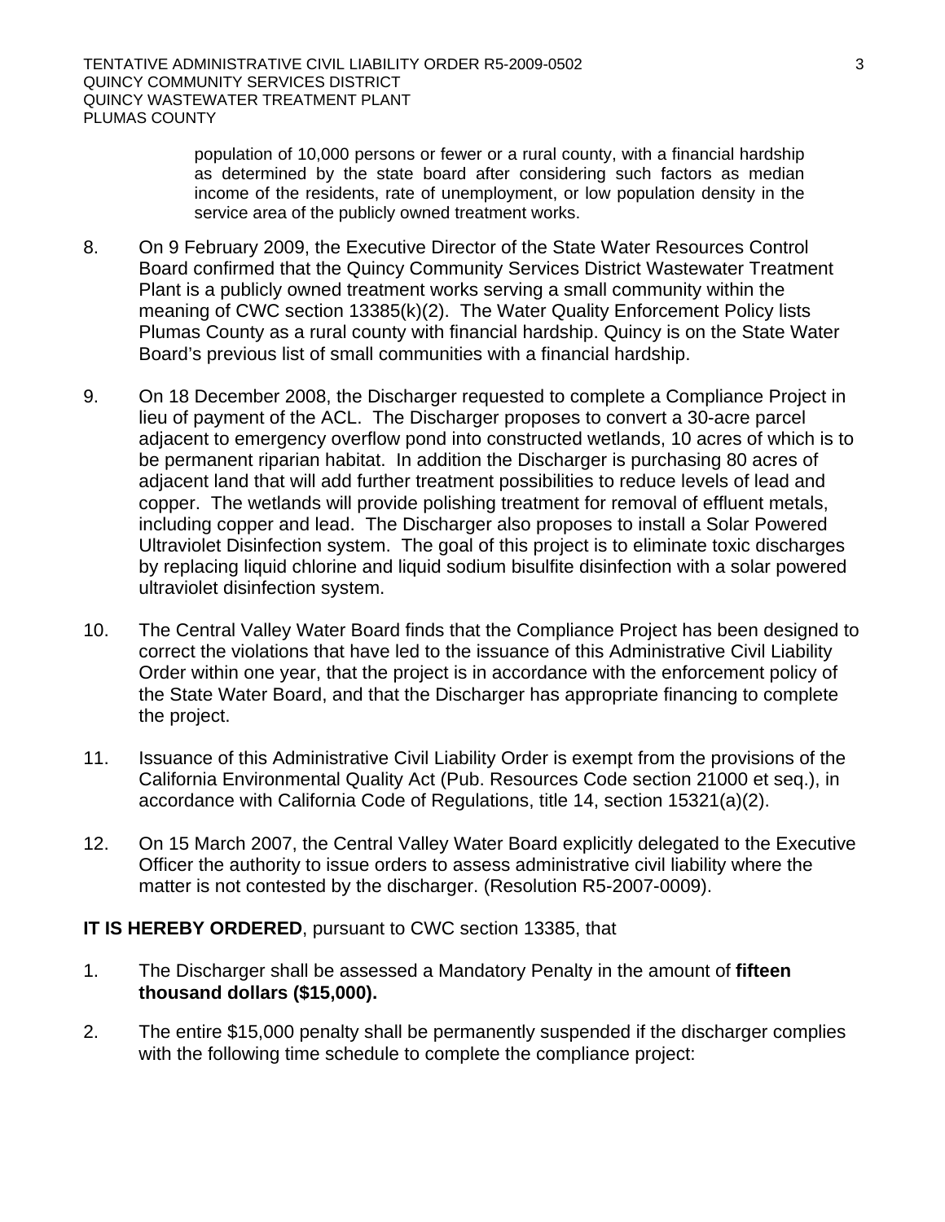population of 10,000 persons or fewer or a rural county, with a financial hardship as determined by the state board after considering such factors as median income of the residents, rate of unemployment, or low population density in the service area of the publicly owned treatment works.

8. On 9 February 2009, the Executive Director of the State Water Resources Control Board confirmed that the Quincy Community Services District Wastewater Treatment Plant is a publicly owned treatment works serving a small community within the meaning of CWC section 13385(k)(2). The Water Quality Enforcement Policy lists Plumas County as a rural county with financial hardship. Quincy is on the State Water Board's previous list of small communities with a financial hardship.

9. On 18 December 2008, the Discharger requested to complete a Compliance Project in lieu of payment of the ACL. The Discharger proposes to convert a 30-acre parcel adjacent to emergency overflow pond into constructed wetlands, 10 acres of which is to be permanent riparian habitat. In addition the Discharger is purchasing 80 acres of adjacent land that will add further treatment possibilities to reduce levels of lead and copper. The wetlands will provide polishing treatment for removal of effluent metals, including copper and lead. The Discharger also proposes to install a Solar Powered Ultraviolet Disinfection system. The goal of this project is to eliminate toxic discharges by replacing liquid chlorine and liquid sodium bisulfite disinfection with a solar powered ultraviolet disinfection system.

10. The Central Valley Water Board finds that the Compliance Project has been designed to correct the violations that have led to the issuance of this Administrative Civil Liability Order within one year, that the project is in accordance with the enforcement policy of the State Water Board, and that the Discharger has appropriate financing to complete the project.

11. Issuance of this Administrative Civil Liability Order is exempt from the provisions of the California Environmental Quality Act (Pub. Resources Code section 21000 et seq.), in accordance with California Code of Regulations, title 14, section 15321(a)(2).

12. On 15 March 2007, the Central Valley Water Board explicitly delegated to the Executive Officer the authority to issue orders to assess administrative civil liability where the matter is not contested by the discharger. (Resolution R5-2007-0009).

**IT IS HEREBY ORDERED**, pursuant to CWC section 13385, that

1. The Discharger shall be assessed a Mandatory Penalty in the amount of **fifteen thousand dollars ($15,000).**

2. The entire $15,000 penalty shall be permanently suspended if the discharger complies with the following time schedule to complete the compliance project: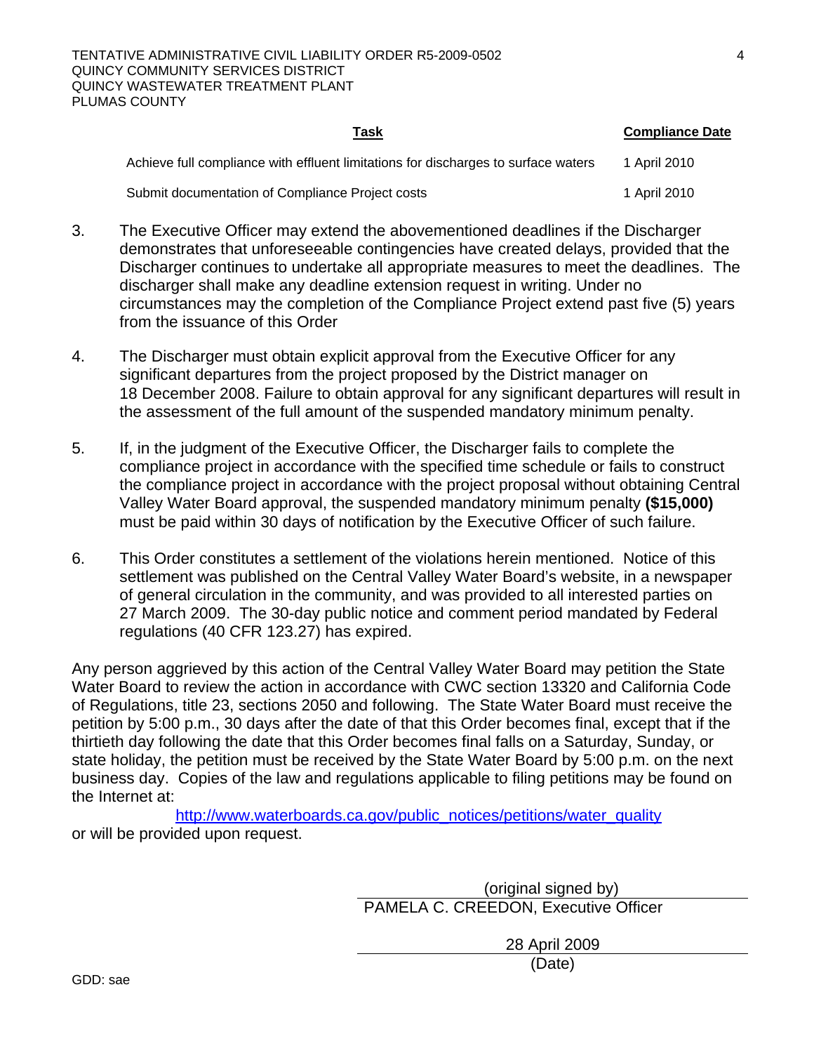| Task | Compliance Date |
|---|---|
| Achieve full compliance with effluent limitations for discharges to surface waters | 1 April 2010 |
| Submit documentation of Compliance Project costs | 1 April 2010 |

3. The Executive Officer may extend the abovementioned deadlines if the Discharger demonstrates that unforeseeable contingencies have created delays, provided that the Discharger continues to undertake all appropriate measures to meet the deadlines. The discharger shall make any deadline extension request in writing. Under no circumstances may the completion of the Compliance Project extend past five (5) years from the issuance of this Order

4. The Discharger must obtain explicit approval from the Executive Officer for any significant departures from the project proposed by the District manager on 18 December 2008. Failure to obtain approval for any significant departures will result in the assessment of the full amount of the suspended mandatory minimum penalty.

5. If, in the judgment of the Executive Officer, the Discharger fails to complete the compliance project in accordance with the specified time schedule or fails to construct the compliance project in accordance with the project proposal without obtaining Central Valley Water Board approval, the suspended mandatory minimum penalty **($15,000)** must be paid within 30 days of notification by the Executive Officer of such failure.

6. This Order constitutes a settlement of the violations herein mentioned. Notice of this settlement was published on the Central Valley Water Board's website, in a newspaper of general circulation in the community, and was provided to all interested parties on 27 March 2009. The 30-day public notice and comment period mandated by Federal regulations (40 CFR 123.27) has expired.

Any person aggrieved by this action of the Central Valley Water Board may petition the State Water Board to review the action in accordance with CWC section 13320 and California Code of Regulations, title 23, sections 2050 and following. The State Water Board must receive the petition by 5:00 p.m., 30 days after the date of that this Order becomes final, except that if the thirtieth day following the date that this Order becomes final falls on a Saturday, Sunday, or state holiday, the petition must be received by the State Water Board by 5:00 p.m. on the next business day. Copies of the law and regulations applicable to filing petitions may be found on the Internet at:

http://www.waterboards.ca.gov/public_notices/petitions/water_quality

or will be provided upon request.

(original signed by)

PAMELA C. CREEDON, Executive Officer

28 April 2009

(Date)

GDD: sae